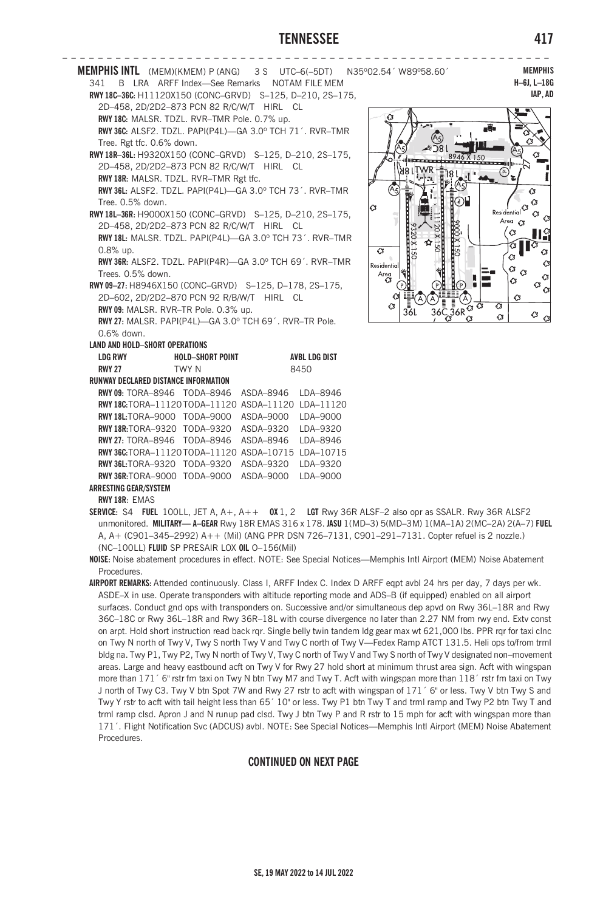**MEMPHIS INTL** (MEM)(KMEM) P (ANG) 3 S UTC–6(–5DT) N35°02.54´ W89°58.60´

**MEMPHIS**
**H–6J, L–18G**
**IAP, AD**

341 B LRA ARFF Index—See Remarks NOTAM FILE MEM

**RWY 18C–36C:** H11120X150 (CONC–GRVD) S–125, D–210, 2S–175, 2D–458, 2D/2D2–873 PCN 82 R/C/W/T HIRL CL

**RWY 18C:** MALSR. TDZL. RVR–TMR Pole. 0.7% up.

**RWY 36C:** ALSF2. TDZL. PAPI(P4L)—GA 3.0° TCH 71´. RVR–TMR Tree. Rgt tfc. 0.6% down.

**RWY 18R–36L:** H9320X150 (CONC–GRVD) S–125, D–210, 2S–175, 2D–458, 2D/2D2–873 PCN 82 R/C/W/T HIRL CL

**RWY 18R:** MALSR. TDZL. RVR–TMR Rgt tfc.

**RWY 36L:** ALSF2. TDZL. PAPI(P4L)—GA 3.0° TCH 73´. RVR–TMR Tree. 0.5% down.

**RWY 18L–36R:** H9000X150 (CONC–GRVD) S–125, D–210, 2S–175, 2D–458, 2D/2D2–873 PCN 82 R/C/W/T HIRL CL

**RWY 18L:** MALSR. TDZL. PAPI(P4L)—GA 3.0° TCH 73´. RVR–TMR 0.8% up.

**RWY 36R:** ALSF2. TDZL. PAPI(P4R)—GA 3.0° TCH 69´. RVR–TMR Trees. 0.5% down.

**RWY 09–27:** H8946X150 (CONC–GRVD) S–125, D–178, 2S–175, 2D–602, 2D/2D2–870 PCN 92 R/B/W/T HIRL CL

**RWY 09:** MALSR. RVR–TR Pole. 0.3% up.

**RWY 27:** MALSR. PAPI(P4L)—GA 3.0° TCH 69´. RVR–TR Pole. 0.6% down.

**LAND AND HOLD–SHORT OPERATIONS**

| LDG RWY | HOLD–SHORT POINT | AVBL LDG DIST |
|---|---|---|
| RWY 27 | TWY N | 8450 |

**RUNWAY DECLARED DISTANCE INFORMATION**

| | | | | |
|---|---|---|---|---|
| **RWY 09:** | TORA–8946 | TODA–8946 | ASDA–8946 | LDA–8946 |
| **RWY 18C:** | TORA–11120 | TODA–11120 | ASDA–11120 | LDA–11120 |
| **RWY 18L:** | TORA–9000 | TODA–9000 | ASDA–9000 | LDA–9000 |
| **RWY 18R:** | TORA–9320 | TODA–9320 | ASDA–9320 | LDA–9320 |
| **RWY 27:** | TORA–8946 | TODA–8946 | ASDA–8946 | LDA–8946 |
| **RWY 36C:** | TORA–11120 | TODA–11120 | ASDA–10715 | LDA–10715 |
| **RWY 36L:** | TORA–9320 | TODA–9320 | ASDA–9320 | LDA–9320 |
| **RWY 36R:** | TORA–9000 | TODA–9000 | ASDA–9000 | LDA–9000 |

**ARRESTING GEAR/SYSTEM**

**RWY 18R:** EMAS

**SERVICE:** S4 **FUEL** 100LL, JET A, A+, A++ **OX** 1, 2 **LGT** Rwy 36R ALSF–2 also opr as SSALR. Rwy 36R ALSF2 unmonitored. **MILITARY— A–GEAR** Rwy 18R EMAS 316 x 178. **JASU** 1(MD–3) 5(MD–3M) 1(MA–1A) 2(MC–2A) 2(A–7) **FUEL** A, A+ (C901–345–2992) A++ (Mil) (ANG PPR DSN 726–7131, C901–291–7131. Copter refuel is 2 nozzle.) (NC–100LL) **FLUID** SP PRESAIR LOX **OIL** O–156(Mil)

**NOISE:** Noise abatement procedures in effect. NOTE: See Special Notices—Memphis Intl Airport (MEM) Noise Abatement Procedures.

**AIRPORT REMARKS:** Attended continuously. Class I, ARFF Index C. Index D ARFF eqpt avbl 24 hrs per day, 7 days per wk. ASDE–X in use. Operate transponders with altitude reporting mode and ADS–B (if equipped) enabled on all airport surfaces. Conduct gnd ops with transponders on. Successive and/or simultaneous dep apvd on Rwy 36L–18R and Rwy 36C–18C or Rwy 36L–18R and Rwy 36R–18L with course divergence no later than 2.27 NM from rwy end. Extv const on arpt. Hold short instruction read back rqr. Single belly twin tandem ldg gear max wt 621,000 lbs. PPR rqr for taxi clnc on Twy N north of Twy V, Twy S north Twy V and Twy C north of Twy V—Fedex Ramp ATCT 131.5. Heli ops to/from trml bldg na. Twy P1, Twy P2, Twy N north of Twy V, Twy C north of Twy V and Twy S north of Twy V designated non–movement areas. Large and heavy eastbound acft on Twy V for Rwy 27 hold short at minimum thrust area sign. Acft with wingspan more than 171´ 6" rstr fm taxi on Twy N btn Twy M7 and Twy T. Acft with wingspan more than 118´ rstr fm taxi on Twy J north of Twy C3. Twy V btn Spot 7W and Rwy 27 rstr to acft with wingspan of 171´ 6" or less. Twy V btn Twy S and Twy Y rstr to acft with tail height less than 65´ 10" or less. Twy P1 btn Twy T and trml ramp and Twy P2 btn Twy T and trml ramp clsd. Apron J and N runup pad clsd. Twy J btn Twy P and R rstr to 15 mph for acft with wingspan more than 171´. Flight Notification Svc (ADCUS) avbl. NOTE: See Special Notices—Memphis Intl Airport (MEM) Noise Abatement Procedures.

**CONTINUED ON NEXT PAGE**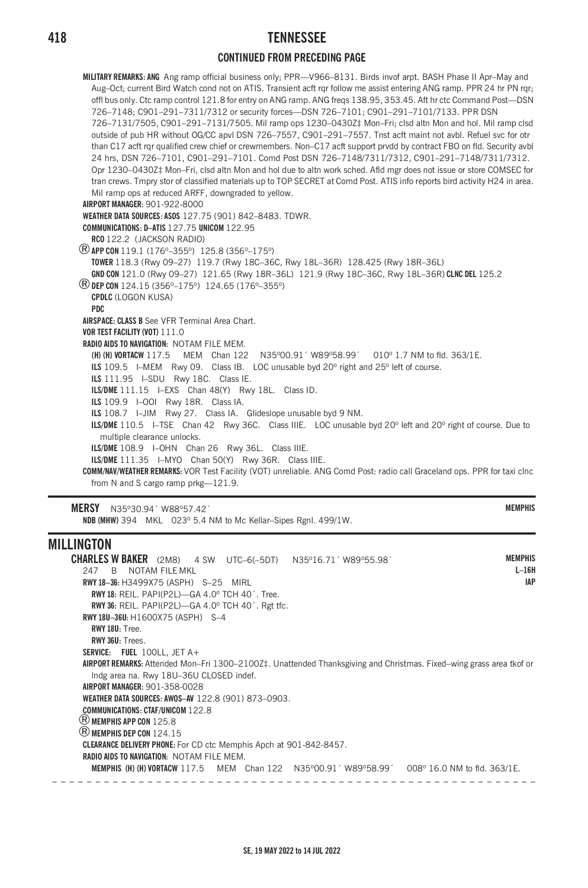## CONTINUED FROM PRECEDING PAGE

**MILITARY REMARKS: ANG** Ang ramp official business only; PPR—V966–8131. Birds invof arpt. BASH Phase II Apr–May and Aug–Oct; current Bird Watch cond not on ATIS. Transient acft rqr follow me assist entering ANG ramp. PPR 24 hr PN rqr; offl bus only. Ctc ramp control 121.8 for entry on ANG ramp. ANG freqs 138.95, 353.45. Aft hr ctc Command Post—DSN 726–7148; C901–291–7311/7312 or security forces—DSN 726–7101; C901–291–7101/7133. PPR DSN 726–7131/7505, C901–291–7131/7505. Mil ramp ops 1230–0430Z‡ Mon–Fri; clsd altn Mon and hol. Mil ramp clsd outside of pub HR without OG/CC apvl DSN 726–7557, C901–291–7557. Tnst acft maint not avbl. Refuel svc for otr than C17 acft rqr qualified crew chief or crewmembers. Non–C17 acft support prvdd by contract FBO on fld. Security avbl 24 hrs, DSN 726–7101, C901–291–7101. Comd Post DSN 726–7148/7311/7312, C901–291–7148/7311/7312. Opr 1230–0430Z‡ Mon–Fri, clsd altn Mon and hol due to altn work sched. Afld mgr does not issue or store COMSEC for tran crews. Tmpry stor of classified materials up to TOP SECRET at Comd Post. ATIS info reports bird activity H24 in area. Mil ramp ops at reduced ARFF, downgraded to yellow.

**AIRPORT MANAGER:** 901-922-8000

**WEATHER DATA SOURCES: ASOS** 127.75 (901) 842–8483. TDWR.

**COMMUNICATIONS: D–ATIS** 127.75 **UNICOM** 122.95

**RCO** 122.2 (JACKSON RADIO)

® **APP CON** 119.1 (176°–355°) 125.8 (356°–175°)

**TOWER** 118.3 (Rwy 09–27) 119.7 (Rwy 18C–36C, Rwy 18L–36R) 128.425 (Rwy 18R–36L)

**GND CON** 121.0 (Rwy 09–27) 121.65 (Rwy 18R–36L) 121.9 (Rwy 18C–36C, Rwy 18L–36R) **CLNC DEL** 125.2

® **DEP CON** 124.15 (356°–175°) 124.65 (176°–355°)

**CPDLC** (LOGON KUSA)

**PDC**

**AIRSPACE: CLASS B** See VFR Terminal Area Chart.

**VOR TEST FACILITY (VOT)** 111.0

**RADIO AIDS TO NAVIGATION:** NOTAM FILE MEM.

**(H) (H) VORTACW** 117.5 MEM Chan 122 N35°00.91´ W89°58.99´ 010° 1.7 NM to fld. 363/1E.

**ILS** 109.5 I–MEM Rwy 09. Class IB. LOC unusable byd 20° right and 25° left of course.

**ILS** 111.95 I–SDU Rwy 18C. Class IE.

**ILS/DME** 111.15 I–EXS Chan 48(Y) Rwy 18L. Class ID.

**ILS** 109.9 I–OOI Rwy 18R. Class IA.

**ILS** 108.7 I–JIM Rwy 27. Class IA. Glideslope unusable byd 9 NM.

**ILS/DME** 110.5 I–TSE Chan 42 Rwy 36C. Class IIIE. LOC unusable byd 20° left and 20° right of course. Due to multiple clearance unlocks.

**ILS/DME** 108.9 I–OHN Chan 26 Rwy 36L. Class IIIE.

**ILS/DME** 111.35 I–MYO Chan 50(Y) Rwy 36R. Class IIIE.

**COMM/NAV/WEATHER REMARKS:** VOR Test Facility (VOT) unreliable. ANG Comd Post: radio call Graceland ops. PPR for taxi clnc from N and S cargo ramp prkg—121.9.

---

**MERSY** N35°30.94´ W88°57.42´ **MEMPHIS**

**NDB (MHW)** 394 MKL 023° 5.4 NM to Mc Kellar–Sipes Rgnl. 499/1W.

---

## MILLINGTON

**CHARLES W BAKER** (2M8) 4 SW UTC–6(–5DT) N35°16.71´ W89°55.98´ **MEMPHIS**

247 B NOTAM FILE MKL **L–16H**

**IAP**

**RWY 18–36:** H3499X75 (ASPH) S–25 MIRL

**RWY 18:** REIL. PAPI(P2L)—GA 4.0° TCH 40´. Tree.

**RWY 36:** REIL. PAPI(P2L)—GA 4.0° TCH 40´. Rgt tfc.

**RWY 18U–36U:** H1600X75 (ASPH) S–4

**RWY 18U:** Tree.

**RWY 36U:** Trees.

**SERVICE: FUEL** 100LL, JET A+

**AIRPORT REMARKS:** Attended Mon–Fri 1300–2100Z‡. Unattended Thanksgiving and Christmas. Fixed–wing grass area tkof or lndg area na. Rwy 18U–36U CLOSED indef.

**AIRPORT MANAGER:** 901-358-0028

**WEATHER DATA SOURCES: AWOS–AV** 122.8 (901) 873–0903.

**COMMUNICATIONS: CTAF/UNICOM** 122.8

® **MEMPHIS APP CON** 125.8

® **MEMPHIS DEP CON** 124.15

**CLEARANCE DELIVERY PHONE:** For CD ctc Memphis Apch at 901-842-8457.

**RADIO AIDS TO NAVIGATION:** NOTAM FILE MEM.

**MEMPHIS (H) (H) VORTACW** 117.5 MEM Chan 122 N35°00.91´ W89°58.99´ 008° 16.0 NM to fld. 363/1E.